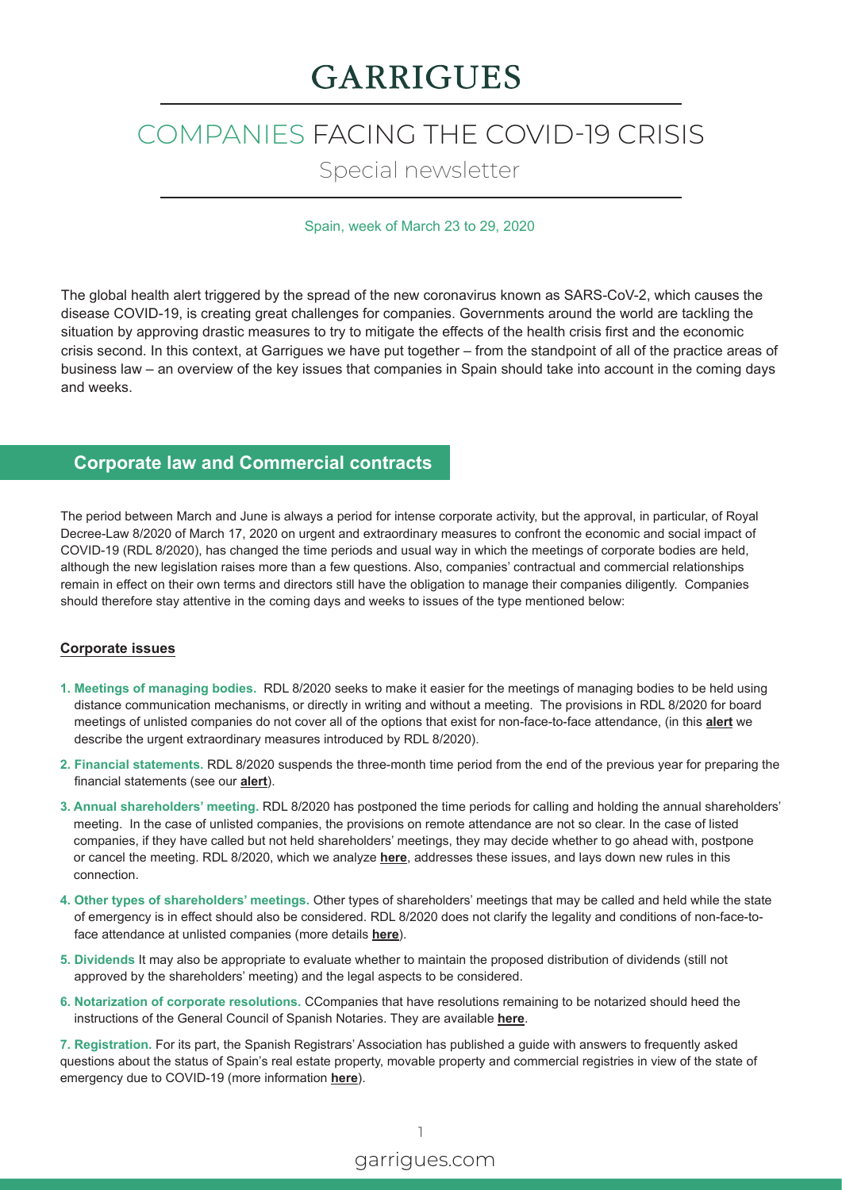# GARRIGUES

## COMPANIES FACING THE COVID-19 CRISIS

Special newsletter

Spain, week of March 23 to 29, 2020

The global health alert triggered by the spread of the new coronavirus known as SARS-CoV-2, which causes the disease COVID-19, is creating great challenges for companies. Governments around the world are tackling the situation by approving drastic measures to try to mitigate the effects of the health crisis first and the economic crisis second. In this context, at Garrigues we have put together – from the standpoint of all of the practice areas of business law – an overview of the key issues that companies in Spain should take into account in the coming days and weeks.

## Corporate law and Commercial contracts

The period between March and June is always a period for intense corporate activity, but the approval, in particular, of Royal Decree-Law 8/2020 of March 17, 2020 on urgent and extraordinary measures to confront the economic and social impact of COVID-19 (RDL 8/2020), has changed the time periods and usual way in which the meetings of corporate bodies are held, although the new legislation raises more than a few questions. Also, companies' contractual and commercial relationships remain in effect on their own terms and directors still have the obligation to manage their companies diligently. Companies should therefore stay attentive in the coming days and weeks to issues of the type mentioned below:

### Corporate issues

1. **Meetings of managing bodies.** RDL 8/2020 seeks to make it easier for the meetings of managing bodies to be held using distance communication mechanisms, or directly in writing and without a meeting. The provisions in RDL 8/2020 for board meetings of unlisted companies do not cover all of the options that exist for non-face-to-face attendance, (in this **alert** we describe the urgent extraordinary measures introduced by RDL 8/2020).
2. **Financial statements.** RDL 8/2020 suspends the three-month time period from the end of the previous year for preparing the financial statements (see our **alert**).
3. **Annual shareholders' meeting.** RDL 8/2020 has postponed the time periods for calling and holding the annual shareholders' meeting. In the case of unlisted companies, the provisions on remote attendance are not so clear. In the case of listed companies, if they have called but not held shareholders' meetings, they may decide whether to go ahead with, postpone or cancel the meeting. RDL 8/2020, which we analyze **here**, addresses these issues, and lays down new rules in this connection.
4. **Other types of shareholders' meetings.** Other types of shareholders' meetings that may be called and held while the state of emergency is in effect should also be considered. RDL 8/2020 does not clarify the legality and conditions of non-face-to-face attendance at unlisted companies (more details **here**).
5. **Dividends** It may also be appropriate to evaluate whether to maintain the proposed distribution of dividends (still not approved by the shareholders' meeting) and the legal aspects to be considered.
6. **Notarization of corporate resolutions.** CCompanies that have resolutions remaining to be notarized should heed the instructions of the General Council of Spanish Notaries. They are available **here**.

**7. Registration.** For its part, the Spanish Registrars' Association has published a guide with answers to frequently asked questions about the status of Spain's real estate property, movable property and commercial registries in view of the state of emergency due to COVID-19 (more information **here**).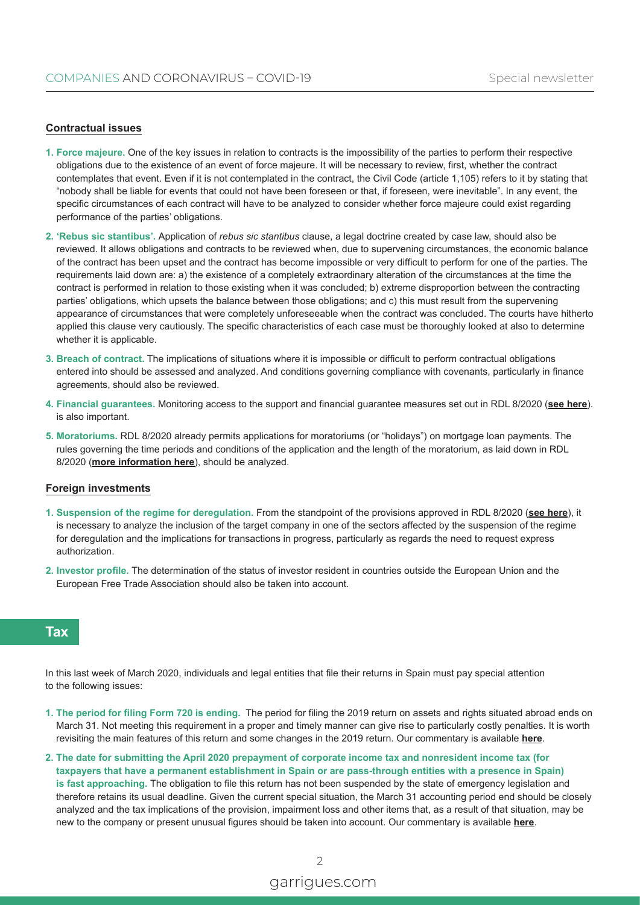## Contractual issues

1. **Force majeure.** One of the key issues in relation to contracts is the impossibility of the parties to perform their respective obligations due to the existence of an event of force majeure. It will be necessary to review, first, whether the contract contemplates that event. Even if it is not contemplated in the contract, the Civil Code (article 1,105) refers to it by stating that "nobody shall be liable for events that could not have been foreseen or that, if foreseen, were inevitable". In any event, the specific circumstances of each contract will have to be analyzed to consider whether force majeure could exist regarding performance of the parties' obligations.
2. **'Rebus sic stantibus'.** Application of *rebus sic stantibus* clause, a legal doctrine created by case law, should also be reviewed. It allows obligations and contracts to be reviewed when, due to supervening circumstances, the economic balance of the contract has been upset and the contract has become impossible or very difficult to perform for one of the parties. The requirements laid down are: a) the existence of a completely extraordinary alteration of the circumstances at the time the contract is performed in relation to those existing when it was concluded; b) extreme disproportion between the contracting parties' obligations, which upsets the balance between those obligations; and c) this must result from the supervening appearance of circumstances that were completely unforeseeable when the contract was concluded. The courts have hitherto applied this clause very cautiously. The specific characteristics of each case must be thoroughly looked at also to determine whether it is applicable.
3. **Breach of contract.** The implications of situations where it is impossible or difficult to perform contractual obligations entered into should be assessed and analyzed. And conditions governing compliance with covenants, particularly in finance agreements, should also be reviewed.
4. **Financial guarantees.** Monitoring access to the support and financial guarantee measures set out in RDL 8/2020 (**see here**). is also important.
5. **Moratoriums.** RDL 8/2020 already permits applications for moratoriums (or "holidays") on mortgage loan payments. The rules governing the time periods and conditions of the application and the length of the moratorium, as laid down in RDL 8/2020 (**more information here**), should be analyzed.

## Foreign investments

1. **Suspension of the regime for deregulation.** From the standpoint of the provisions approved in RDL 8/2020 (**see here**), it is necessary to analyze the inclusion of the target company in one of the sectors affected by the suspension of the regime for deregulation and the implications for transactions in progress, particularly as regards the need to request express authorization.
2. **Investor profile.** The determination of the status of investor resident in countries outside the European Union and the European Free Trade Association should also be taken into account.

# Tax

In this last week of March 2020, individuals and legal entities that file their returns in Spain must pay special attention to the following issues:

1. **The period for filing Form 720 is ending.** The period for filing the 2019 return on assets and rights situated abroad ends on March 31. Not meeting this requirement in a proper and timely manner can give rise to particularly costly penalties. It is worth revisiting the main features of this return and some changes in the 2019 return. Our commentary is available **here**.
2. **The date for submitting the April 2020 prepayment of corporate income tax and nonresident income tax (for taxpayers that have a permanent establishment in Spain or are pass-through entities with a presence in Spain) is fast approaching.** The obligation to file this return has not been suspended by the state of emergency legislation and therefore retains its usual deadline. Given the current special situation, the March 31 accounting period end should be closely analyzed and the tax implications of the provision, impairment loss and other items that, as a result of that situation, may be new to the company or present unusual figures should be taken into account. Our commentary is available **here**.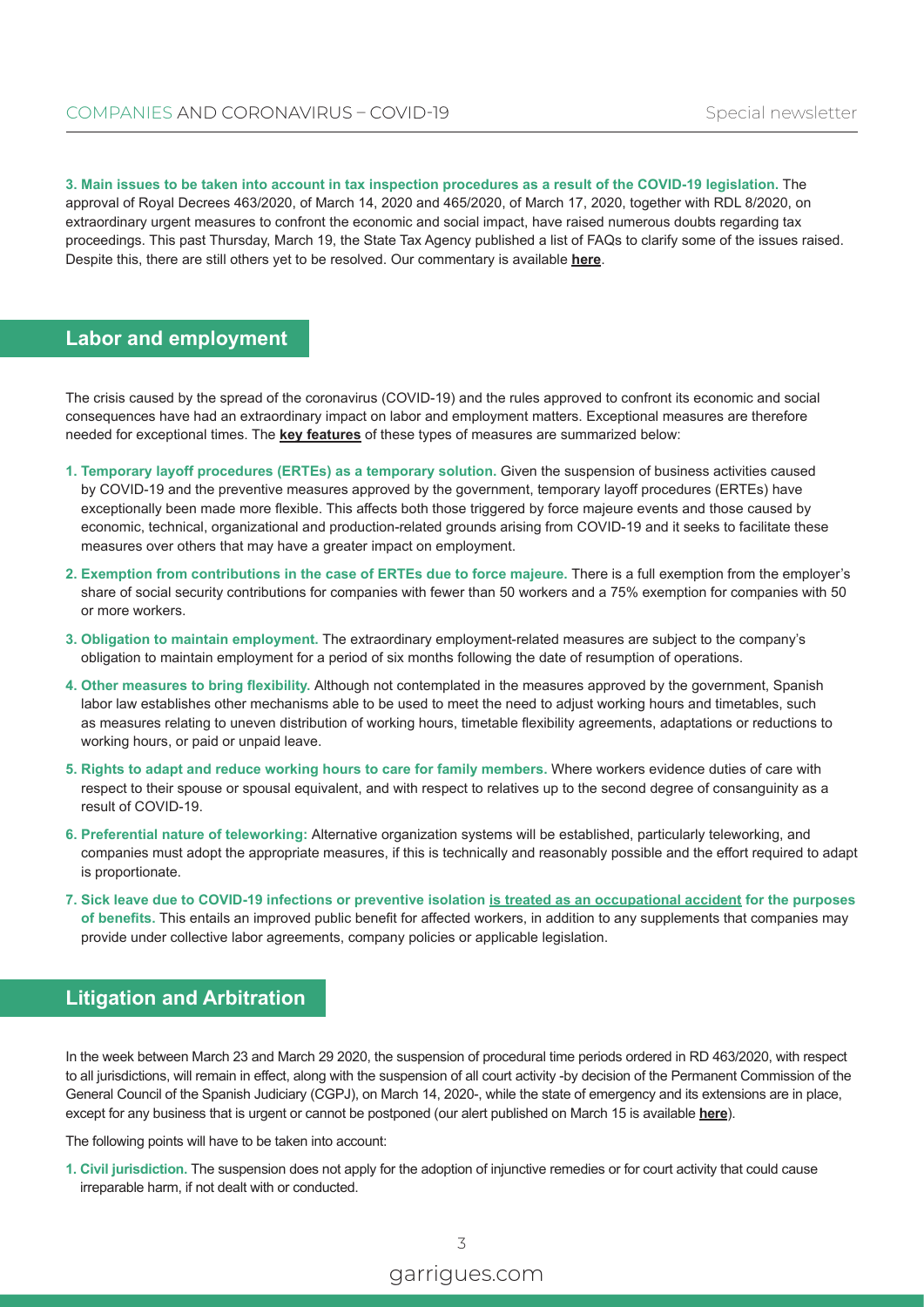**3. Main issues to be taken into account in tax inspection procedures as a result of the COVID-19 legislation.** The approval of Royal Decrees 463/2020, of March 14, 2020 and 465/2020, of March 17, 2020, together with RDL 8/2020, on extraordinary urgent measures to confront the economic and social impact, have raised numerous doubts regarding tax proceedings. This past Thursday, March 19, the State Tax Agency published a list of FAQs to clarify some of the issues raised. Despite this, there are still others yet to be resolved. Our commentary is available **here**.

## Labor and employment

The crisis caused by the spread of the coronavirus (COVID-19) and the rules approved to confront its economic and social consequences have had an extraordinary impact on labor and employment matters. Exceptional measures are therefore needed for exceptional times. The **key features** of these types of measures are summarized below:

1. **Temporary layoff procedures (ERTEs) as a temporary solution.** Given the suspension of business activities caused by COVID-19 and the preventive measures approved by the government, temporary layoff procedures (ERTEs) have exceptionally been made more flexible. This affects both those triggered by force majeure events and those caused by economic, technical, organizational and production-related grounds arising from COVID-19 and it seeks to facilitate these measures over others that may have a greater impact on employment.
2. **Exemption from contributions in the case of ERTEs due to force majeure.** There is a full exemption from the employer's share of social security contributions for companies with fewer than 50 workers and a 75% exemption for companies with 50 or more workers.
3. **Obligation to maintain employment.** The extraordinary employment-related measures are subject to the company's obligation to maintain employment for a period of six months following the date of resumption of operations.
4. **Other measures to bring flexibility.** Although not contemplated in the measures approved by the government, Spanish labor law establishes other mechanisms able to be used to meet the need to adjust working hours and timetables, such as measures relating to uneven distribution of working hours, timetable flexibility agreements, adaptations or reductions to working hours, or paid or unpaid leave.
5. **Rights to adapt and reduce working hours to care for family members.** Where workers evidence duties of care with respect to their spouse or spousal equivalent, and with respect to relatives up to the second degree of consanguinity as a result of COVID-19.
6. **Preferential nature of teleworking:** Alternative organization systems will be established, particularly teleworking, and companies must adopt the appropriate measures, if this is technically and reasonably possible and the effort required to adapt is proportionate.
7. **Sick leave due to COVID-19 infections or preventive isolation is treated as an occupational accident for the purposes of benefits.** This entails an improved public benefit for affected workers, in addition to any supplements that companies may provide under collective labor agreements, company policies or applicable legislation.

## Litigation and Arbitration

In the week between March 23 and March 29 2020, the suspension of procedural time periods ordered in RD 463/2020, with respect to all jurisdictions, will remain in effect, along with the suspension of all court activity -by decision of the Permanent Commission of the General Council of the Spanish Judiciary (CGPJ), on March 14, 2020-, while the state of emergency and its extensions are in place, except for any business that is urgent or cannot be postponed (our alert published on March 15 is available **here**).

The following points will have to be taken into account:

1. **Civil jurisdiction.** The suspension does not apply for the adoption of injunctive remedies or for court activity that could cause irreparable harm, if not dealt with or conducted.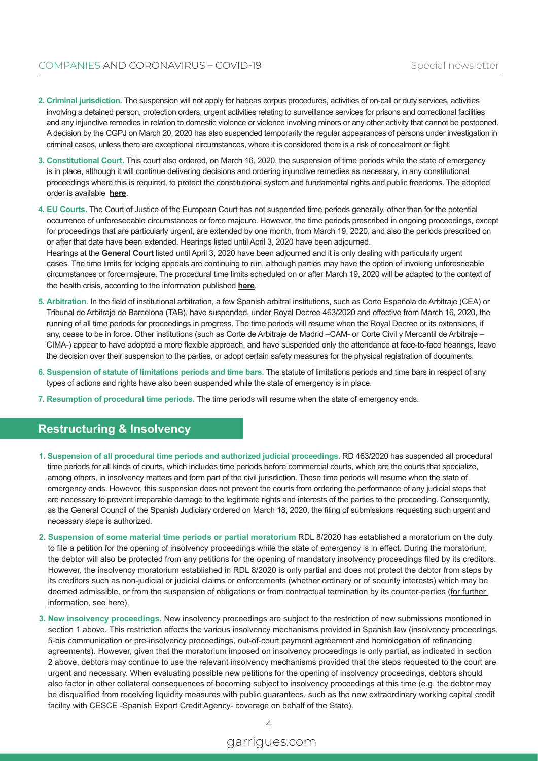2. **Criminal jurisdiction.** The suspension will not apply for habeas corpus procedures, activities of on-call or duty services, activities involving a detained person, protection orders, urgent activities relating to surveillance services for prisons and correctional facilities and any injunctive remedies in relation to domestic violence or violence involving minors or any other activity that cannot be postponed. A decision by the CGPJ on March 20, 2020 has also suspended temporarily the regular appearances of persons under investigation in criminal cases, unless there are exceptional circumstances, where it is considered there is a risk of concealment or flight.

3. **Constitutional Court.** This court also ordered, on March 16, 2020, the suspension of time periods while the state of emergency is in place, although it will continue delivering decisions and ordering injunctive remedies as necessary, in any constitutional proceedings where this is required, to protect the constitutional system and fundamental rights and public freedoms. The adopted order is available **here**.

4. **EU Courts.** The Court of Justice of the European Court has not suspended time periods generally, other than for the potential occurrence of unforeseeable circumstances or force majeure. However, the time periods prescribed in ongoing proceedings, except for proceedings that are particularly urgent, are extended by one month, from March 19, 2020, and also the periods prescribed on or after that date have been extended. Hearings listed until April 3, 2020 have been adjourned.
   Hearings at the **General Court** listed until April 3, 2020 have been adjourned and it is only dealing with particularly urgent cases. The time limits for lodging appeals are continuing to run, although parties may have the option of invoking unforeseeable circumstances or force majeure. The procedural time limits scheduled on or after March 19, 2020 will be adapted to the context of the health crisis, according to the information published **here**.

5. **Arbitration.** In the field of institutional arbitration, a few Spanish arbitral institutions, such as Corte Española de Arbitraje (CEA) or Tribunal de Arbitraje de Barcelona (TAB), have suspended, under Royal Decree 463/2020 and effective from March 16, 2020, the running of all time periods for proceedings in progress. The time periods will resume when the Royal Decree or its extensions, if any, cease to be in force. Other institutions (such as Corte de Arbitraje de Madrid –CAM- or Corte Civil y Mercantil de Arbitraje –CIMA-) appear to have adopted a more flexible approach, and have suspended only the attendance at face-to-face hearings, leave the decision over their suspension to the parties, or adopt certain safety measures for the physical registration of documents.

6. **Suspension of statute of limitations periods and time bars.** The statute of limitations periods and time bars in respect of any types of actions and rights have also been suspended while the state of emergency is in place.

7. **Resumption of procedural time periods.** The time periods will resume when the state of emergency ends.

## Restructuring & Insolvency

1. **Suspension of all procedural time periods and authorized judicial proceedings.** RD 463/2020 has suspended all procedural time periods for all kinds of courts, which includes time periods before commercial courts, which are the courts that specialize, among others, in insolvency matters and form part of the civil jurisdiction. These time periods will resume when the state of emergency ends. However, this suspension does not prevent the courts from ordering the performance of any judicial steps that are necessary to prevent irreparable damage to the legitimate rights and interests of the parties to the proceeding. Consequently, as the General Council of the Spanish Judiciary ordered on March 18, 2020, the filing of submissions requesting such urgent and necessary steps is authorized.

2. **Suspension of some material time periods or partial moratorium** RDL 8/2020 has established a moratorium on the duty to file a petition for the opening of insolvency proceedings while the state of emergency is in effect. During the moratorium, the debtor will also be protected from any petitions for the opening of mandatory insolvency proceedings filed by its creditors. However, the insolvency moratorium established in RDL 8/2020 is only partial and does not protect the debtor from steps by its creditors such as non-judicial or judicial claims or enforcements (whether ordinary or of security interests) which may be deemed admissible, or from the suspension of obligations or from contractual termination by its counter-parties (for further information, see here).

3. **New insolvency proceedings.** New insolvency proceedings are subject to the restriction of new submissions mentioned in section 1 above. This restriction affects the various insolvency mechanisms provided in Spanish law (insolvency proceedings, 5-bis communication or pre-insolvency proceedings, out-of-court payment agreement and homologation of refinancing agreements). However, given that the moratorium imposed on insolvency proceedings is only partial, as indicated in section 2 above, debtors may continue to use the relevant insolvency mechanisms provided that the steps requested to the court are urgent and necessary. When evaluating possible new petitions for the opening of insolvency proceedings, debtors should also factor in other collateral consequences of becoming subject to insolvency proceedings at this time (e.g. the debtor may be disqualified from receiving liquidity measures with public guarantees, such as the new extraordinary working capital credit facility with CESCE -Spanish Export Credit Agency- coverage on behalf of the State).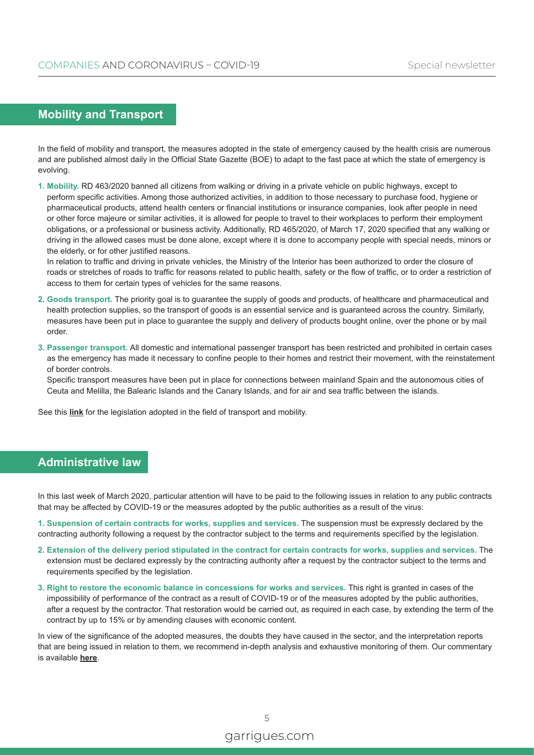## Mobility and Transport

In the field of mobility and transport, the measures adopted in the state of emergency caused by the health crisis are numerous and are published almost daily in the Official State Gazette (BOE) to adapt to the fast pace at which the state of emergency is evolving.

1. **Mobility.** RD 463/2020 banned all citizens from walking or driving in a private vehicle on public highways, except to perform specific activities. Among those authorized activities, in addition to those necessary to purchase food, hygiene or pharmaceutical products, attend health centers or financial institutions or insurance companies, look after people in need or other force majeure or similar activities, it is allowed for people to travel to their workplaces to perform their employment obligations, or a professional or business activity. Additionally, RD 465/2020, of March 17, 2020 specified that any walking or driving in the allowed cases must be done alone, except where it is done to accompany people with special needs, minors or the elderly, or for other justified reasons.

   In relation to traffic and driving in private vehicles, the Ministry of the Interior has been authorized to order the closure of roads or stretches of roads to traffic for reasons related to public health, safety or the flow of traffic, or to order a restriction of access to them for certain types of vehicles for the same reasons.

2. **Goods transport.** The priority goal is to guarantee the supply of goods and products, of healthcare and pharmaceutical and health protection supplies, so the transport of goods is an essential service and is guaranteed across the country. Similarly, measures have been put in place to guarantee the supply and delivery of products bought online, over the phone or by mail order.

3. **Passenger transport.** All domestic and international passenger transport has been restricted and prohibited in certain cases as the emergency has made it necessary to confine people to their homes and restrict their movement, with the reinstatement of border controls.

   Specific transport measures have been put in place for connections between mainland Spain and the autonomous cities of Ceuta and Melilla, the Balearic Islands and the Canary Islands, and for air and sea traffic between the islands.

See this **link** for the legislation adopted in the field of transport and mobility.

## Administrative law

In this last week of March 2020, particular attention will have to be paid to the following issues in relation to any public contracts that may be affected by COVID-19 or the measures adopted by the public authorities as a result of the virus:

1. **Suspension of certain contracts for works, supplies and services.** The suspension must be expressly declared by the contracting authority following a request by the contractor subject to the terms and requirements specified by the legislation.

2. **Extension of the delivery period stipulated in the contract for certain contracts for works, supplies and services.** The extension must be declared expressly by the contracting authority after a request by the contractor subject to the terms and requirements specified by the legislation.

3. **Right to restore the economic balance in concessions for works and services.** This right is granted in cases of the impossibility of performance of the contract as a result of COVID-19 or of the measures adopted by the public authorities, after a request by the contractor. That restoration would be carried out, as required in each case, by extending the term of the contract by up to 15% or by amending clauses with economic content.

In view of the significance of the adopted measures, the doubts they have caused in the sector, and the interpretation reports that are being issued in relation to them, we recommend in-depth analysis and exhaustive monitoring of them. Our commentary is available **here**.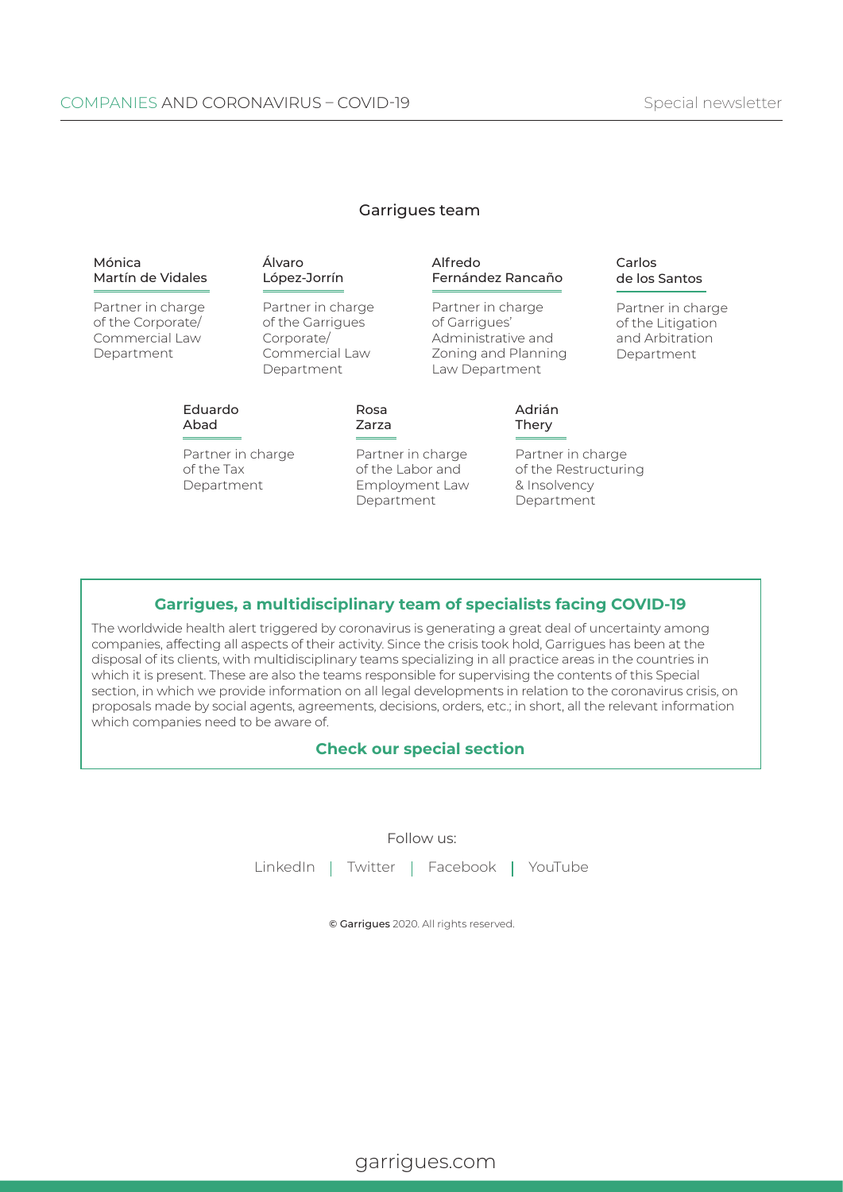## Garrigues team

**Mónica Martín de Vidales**
Partner in charge of the Corporate/Commercial Law Department

**Álvaro López-Jorrín**
Partner in charge of the Garrigues Corporate/Commercial Law Department

**Alfredo Fernández Rancaño**
Partner in charge of Garrigues' Administrative and Zoning and Planning Law Department

**Carlos de los Santos**
Partner in charge of the Litigation and Arbitration Department

**Eduardo Abad**
Partner in charge of the Tax Department

**Rosa Zarza**
Partner in charge of the Labor and Employment Law Department

**Adrián Thery**
Partner in charge of the Restructuring & Insolvency Department

### Garrigues, a multidisciplinary team of specialists facing COVID-19

The worldwide health alert triggered by coronavirus is generating a great deal of uncertainty among companies, affecting all aspects of their activity. Since the crisis took hold, Garrigues has been at the disposal of its clients, with multidisciplinary teams specializing in all practice areas in the countries in which it is present. These are also the teams responsible for supervising the contents of this Special section, in which we provide information on all legal developments in relation to the coronavirus crisis, on proposals made by social agents, agreements, decisions, orders, etc.; in short, all the relevant information which companies need to be aware of.

**Check our special section**

Follow us:

LinkedIn | Twitter | Facebook | YouTube

© Garrigues 2020. All rights reserved.

garrigues.com